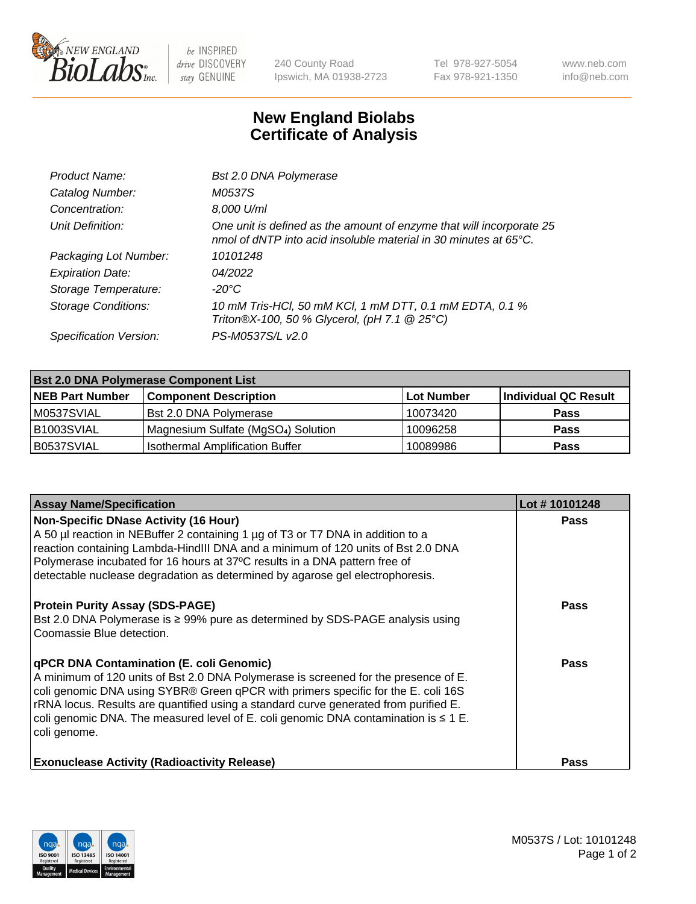# New England Biolabs Certificate of Analysis

| | |
|---|---|
| *Product Name:* | *Bst 2.0 DNA Polymerase* |
| *Catalog Number:* | *M0537S* |
| *Concentration:* | *8,000 U/ml* |
| *Unit Definition:* | *One unit is defined as the amount of enzyme that will incorporate 25 nmol of dNTP into acid insoluble material in 30 minutes at 65°C.* |
| *Packaging Lot Number:* | *10101248* |
| *Expiration Date:* | *04/2022* |
| *Storage Temperature:* | *-20°C* |
| *Storage Conditions:* | *10 mM Tris-HCl, 50 mM KCl, 1 mM DTT, 0.1 mM EDTA, 0.1 % Triton®X-100, 50 % Glycerol, (pH 7.1 @ 25°C)* |
| *Specification Version:* | *PS-M0537S/L v2.0* |

| Bst 2.0 DNA Polymerase Component List | | | |
|---|---|---|---|
| **NEB Part Number** | **Component Description** | **Lot Number** | **Individual QC Result** |
| M0537SVIAL | Bst 2.0 DNA Polymerase | 10073420 | **Pass** |
| B1003SVIAL | Magnesium Sulfate ($MgSO_4$) Solution | 10096258 | **Pass** |
| B0537SVIAL | Isothermal Amplification Buffer | 10089986 | **Pass** |

| Assay Name/Specification | Lot # 10101248 |
|---|---|
| **Non-Specific DNase Activity (16 Hour)**<br>A 50 µl reaction in NEBuffer 2 containing 1 µg of T3 or T7 DNA in addition to a reaction containing Lambda-HindIII DNA and a minimum of 120 units of Bst 2.0 DNA Polymerase incubated for 16 hours at 37ºC results in a DNA pattern free of detectable nuclease degradation as determined by agarose gel electrophoresis. | **Pass** |
| **Protein Purity Assay (SDS-PAGE)**<br>Bst 2.0 DNA Polymerase is ≥ 99% pure as determined by SDS-PAGE analysis using Coomassie Blue detection. | **Pass** |
| **qPCR DNA Contamination (E. coli Genomic)**<br>A minimum of 120 units of Bst 2.0 DNA Polymerase is screened for the presence of E. coli genomic DNA using SYBR® Green qPCR with primers specific for the E. coli 16S rRNA locus. Results are quantified using a standard curve generated from purified E. coli genomic DNA. The measured level of E. coli genomic DNA contamination is ≤ 1 E. coli genome. | **Pass** |
| **Exonuclease Activity (Radioactivity Release)** | **Pass** |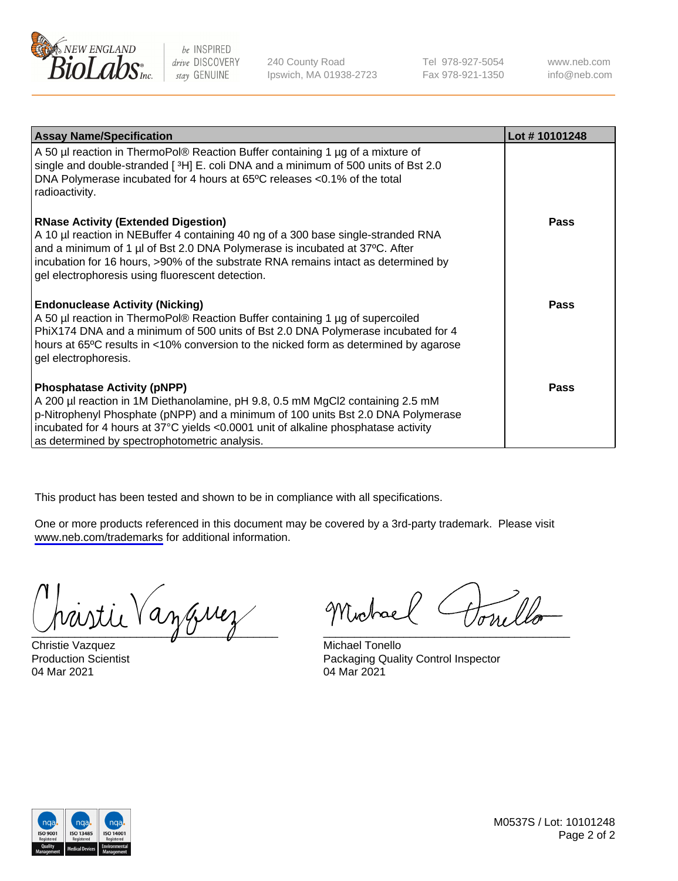| Assay Name/Specification | Lot # 10101248 |
| --- | --- |
| A 50 µl reaction in ThermoPol® Reaction Buffer containing 1 µg of a mixture of single and double-stranded [ $^3$H] E. coli DNA and a minimum of 500 units of Bst 2.0 DNA Polymerase incubated for 4 hours at 65ºC releases <0.1% of the total radioactivity. | |
| **RNase Activity (Extended Digestion)**<br>A 10 µl reaction in NEBuffer 4 containing 40 ng of a 300 base single-stranded RNA and a minimum of 1 µl of Bst 2.0 DNA Polymerase is incubated at 37ºC. After incubation for 16 hours, >90% of the substrate RNA remains intact as determined by gel electrophoresis using fluorescent detection. | Pass |
| **Endonuclease Activity (Nicking)**<br>A 50 µl reaction in ThermoPol® Reaction Buffer containing 1 µg of supercoiled PhiX174 DNA and a minimum of 500 units of Bst 2.0 DNA Polymerase incubated for 4 hours at 65ºC results in <10% conversion to the nicked form as determined by agarose gel electrophoresis. | Pass |
| **Phosphatase Activity (pNPP)**<br>A 200 µl reaction in 1M Diethanolamine, pH 9.8, 0.5 mM $MgCl_2$ containing 2.5 mM p-Nitrophenyl Phosphate (pNPP) and a minimum of 100 units Bst 2.0 DNA Polymerase incubated for 4 hours at 37°C yields <0.0001 unit of alkaline phosphatase activity as determined by spectrophotometric analysis. | Pass |

This product has been tested and shown to be in compliance with all specifications.

One or more products referenced in this document may be covered by a 3rd-party trademark. Please visit www.neb.com/trademarks for additional information.

Christie Vazquez
Production Scientist
04 Mar 2021

Michael Tonello
Packaging Quality Control Inspector
04 Mar 2021

M0537S / Lot: 10101248